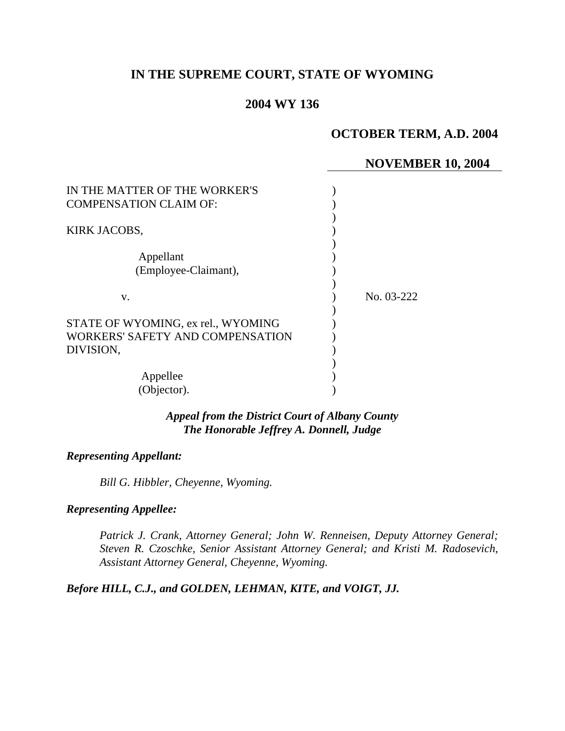# IN THE SUPREME COURT, STATE OF WYOMING

## 2004 WY 136

**OCTOBER TERM, A.D. 2004**

**NOVEMBER 10, 2004**

| | | |
|---|---|---|
| IN THE MATTER OF THE WORKER'S COMPENSATION CLAIM OF: | ) | |
| KIRK JACOBS, | ) | |
| Appellant (Employee-Claimant), | ) | |
| v. | ) | No. 03-222 |
| STATE OF WYOMING, ex rel., WYOMING WORKERS' SAFETY AND COMPENSATION DIVISION, | ) | |
| Appellee (Objector). | ) | |

***Appeal from the District Court of Albany County***
***The Honorable Jeffrey A. Donnell, Judge***

***Representing Appellant:***

*Bill G. Hibbler, Cheyenne, Wyoming.*

***Representing Appellee:***

*Patrick J. Crank, Attorney General; John W. Renneisen, Deputy Attorney General; Steven R. Czoschke, Senior Assistant Attorney General; and Kristi M. Radosevich, Assistant Attorney General, Cheyenne, Wyoming.*

***Before HILL, C.J., and GOLDEN, LEHMAN, KITE, and VOIGT, JJ.***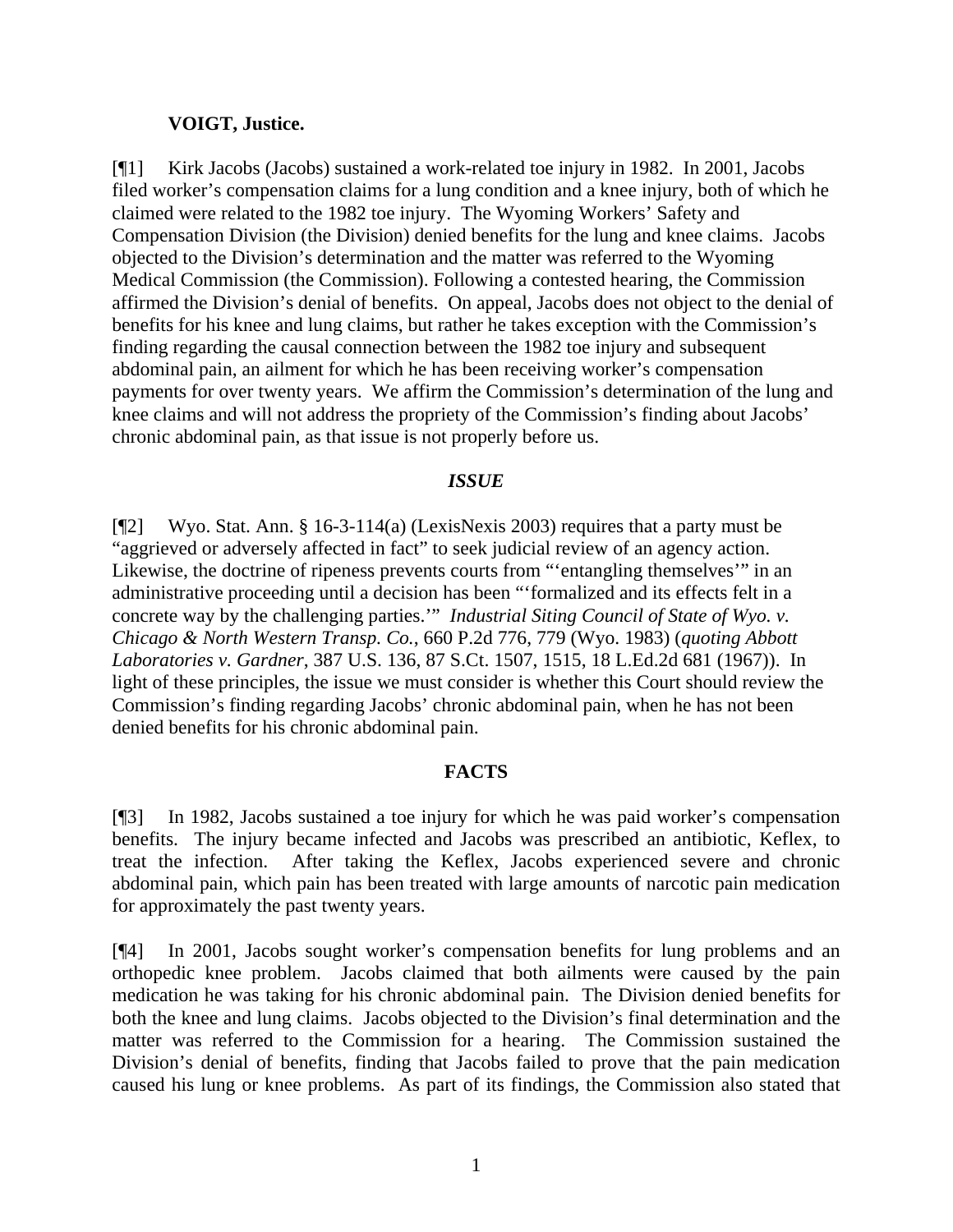**VOIGT, Justice.**

[¶1] Kirk Jacobs (Jacobs) sustained a work-related toe injury in 1982. In 2001, Jacobs filed worker's compensation claims for a lung condition and a knee injury, both of which he claimed were related to the 1982 toe injury. The Wyoming Workers' Safety and Compensation Division (the Division) denied benefits for the lung and knee claims. Jacobs objected to the Division's determination and the matter was referred to the Wyoming Medical Commission (the Commission). Following a contested hearing, the Commission affirmed the Division's denial of benefits. On appeal, Jacobs does not object to the denial of benefits for his knee and lung claims, but rather he takes exception with the Commission's finding regarding the causal connection between the 1982 toe injury and subsequent abdominal pain, an ailment for which he has been receiving worker's compensation payments for over twenty years. We affirm the Commission's determination of the lung and knee claims and will not address the propriety of the Commission's finding about Jacobs' chronic abdominal pain, as that issue is not properly before us.

## *ISSUE*

[¶2] Wyo. Stat. Ann. § 16-3-114(a) (LexisNexis 2003) requires that a party must be "aggrieved or adversely affected in fact" to seek judicial review of an agency action. Likewise, the doctrine of ripeness prevents courts from "'entangling themselves'" in an administrative proceeding until a decision has been "'formalized and its effects felt in a concrete way by the challenging parties.'" *Industrial Siting Council of State of Wyo. v. Chicago & North Western Transp. Co.*, 660 P.2d 776, 779 (Wyo. 1983) (*quoting Abbott Laboratories v. Gardner*, 387 U.S. 136, 87 S.Ct. 1507, 1515, 18 L.Ed.2d 681 (1967)). In light of these principles, the issue we must consider is whether this Court should review the Commission's finding regarding Jacobs' chronic abdominal pain, when he has not been denied benefits for his chronic abdominal pain.

## **FACTS**

[¶3] In 1982, Jacobs sustained a toe injury for which he was paid worker's compensation benefits. The injury became infected and Jacobs was prescribed an antibiotic, Keflex, to treat the infection. After taking the Keflex, Jacobs experienced severe and chronic abdominal pain, which pain has been treated with large amounts of narcotic pain medication for approximately the past twenty years.

[¶4] In 2001, Jacobs sought worker's compensation benefits for lung problems and an orthopedic knee problem. Jacobs claimed that both ailments were caused by the pain medication he was taking for his chronic abdominal pain. The Division denied benefits for both the knee and lung claims. Jacobs objected to the Division's final determination and the matter was referred to the Commission for a hearing. The Commission sustained the Division's denial of benefits, finding that Jacobs failed to prove that the pain medication caused his lung or knee problems. As part of its findings, the Commission also stated that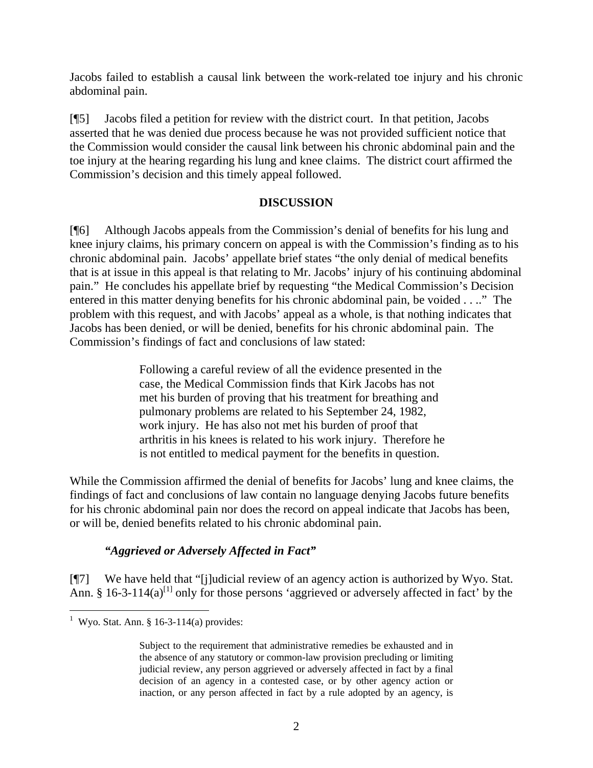Jacobs failed to establish a causal link between the work-related toe injury and his chronic abdominal pain.

[¶5] Jacobs filed a petition for review with the district court. In that petition, Jacobs asserted that he was denied due process because he was not provided sufficient notice that the Commission would consider the causal link between his chronic abdominal pain and the toe injury at the hearing regarding his lung and knee claims. The district court affirmed the Commission's decision and this timely appeal followed.

## DISCUSSION

[¶6] Although Jacobs appeals from the Commission's denial of benefits for his lung and knee injury claims, his primary concern on appeal is with the Commission's finding as to his chronic abdominal pain. Jacobs' appellate brief states "the only denial of medical benefits that is at issue in this appeal is that relating to Mr. Jacobs' injury of his continuing abdominal pain." He concludes his appellate brief by requesting "the Medical Commission's Decision entered in this matter denying benefits for his chronic abdominal pain, be voided . . .." The problem with this request, and with Jacobs' appeal as a whole, is that nothing indicates that Jacobs has been denied, or will be denied, benefits for his chronic abdominal pain. The Commission's findings of fact and conclusions of law stated:

> Following a careful review of all the evidence presented in the case, the Medical Commission finds that Kirk Jacobs has not met his burden of proving that his treatment for breathing and pulmonary problems are related to his September 24, 1982, work injury. He has also not met his burden of proof that arthritis in his knees is related to his work injury. Therefore he is not entitled to medical payment for the benefits in question.

While the Commission affirmed the denial of benefits for Jacobs' lung and knee claims, the findings of fact and conclusions of law contain no language denying Jacobs future benefits for his chronic abdominal pain nor does the record on appeal indicate that Jacobs has been, or will be, denied benefits related to his chronic abdominal pain.

### *"Aggrieved or Adversely Affected in Fact"*

[¶7] We have held that "[j]udicial review of an agency action is authorized by Wyo. Stat. Ann. § 16-3-114(a)[1] only for those persons 'aggrieved or adversely affected in fact' by the

---

[1] Wyo. Stat. Ann. § 16-3-114(a) provides:

> Subject to the requirement that administrative remedies be exhausted and in the absence of any statutory or common-law provision precluding or limiting judicial review, any person aggrieved or adversely affected in fact by a final decision of an agency in a contested case, or by other agency action or inaction, or any person affected in fact by a rule adopted by an agency, is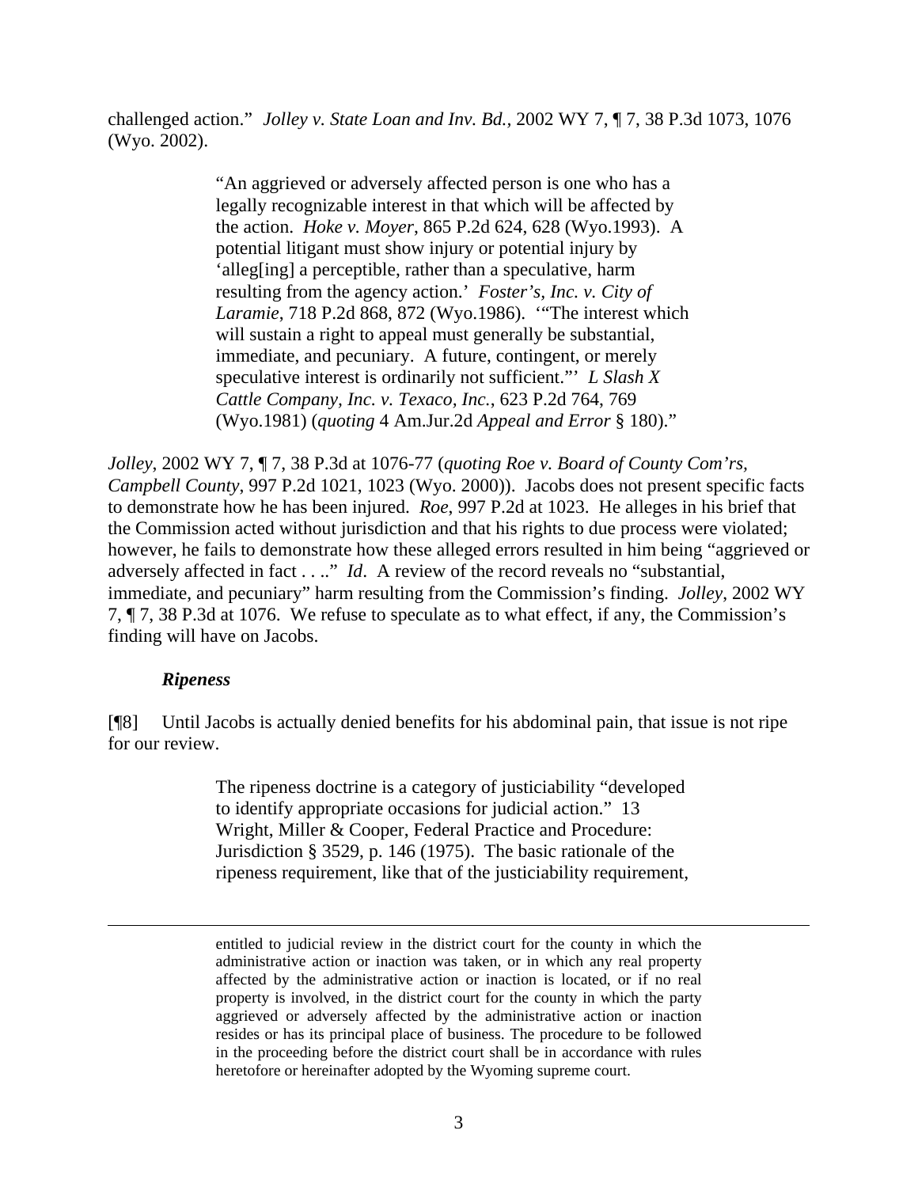challenged action." *Jolley v. State Loan and Inv. Bd.*, 2002 WY 7, ¶ 7, 38 P.3d 1073, 1076 (Wyo. 2002).

> "An aggrieved or adversely affected person is one who has a legally recognizable interest in that which will be affected by the action. *Hoke v. Moyer*, 865 P.2d 624, 628 (Wyo.1993). A potential litigant must show injury or potential injury by 'alleg[ing] a perceptible, rather than a speculative, harm resulting from the agency action.' *Foster's, Inc. v. City of Laramie*, 718 P.2d 868, 872 (Wyo.1986). '"The interest which will sustain a right to appeal must generally be substantial, immediate, and pecuniary. A future, contingent, or merely speculative interest is ordinarily not sufficient."' *L Slash X Cattle Company, Inc. v. Texaco, Inc.*, 623 P.2d 764, 769 (Wyo.1981) (*quoting* 4 Am.Jur.2d *Appeal and Error* § 180)."

*Jolley*, 2002 WY 7, ¶ 7, 38 P.3d at 1076-77 (*quoting Roe v. Board of County Com'rs, Campbell County*, 997 P.2d 1021, 1023 (Wyo. 2000)). Jacobs does not present specific facts to demonstrate how he has been injured. *Roe*, 997 P.2d at 1023. He alleges in his brief that the Commission acted without jurisdiction and that his rights to due process were violated; however, he fails to demonstrate how these alleged errors resulted in him being "aggrieved or adversely affected in fact . . .." *Id*. A review of the record reveals no "substantial, immediate, and pecuniary" harm resulting from the Commission's finding. *Jolley*, 2002 WY 7, ¶ 7, 38 P.3d at 1076. We refuse to speculate as to what effect, if any, the Commission's finding will have on Jacobs.

### *Ripeness*

[¶8] Until Jacobs is actually denied benefits for his abdominal pain, that issue is not ripe for our review.

> The ripeness doctrine is a category of justiciability "developed to identify appropriate occasions for judicial action." 13 Wright, Miller & Cooper, Federal Practice and Procedure: Jurisdiction § 3529, p. 146 (1975). The basic rationale of the ripeness requirement, like that of the justiciability requirement,

---

entitled to judicial review in the district court for the county in which the administrative action or inaction was taken, or in which any real property affected by the administrative action or inaction is located, or if no real property is involved, in the district court for the county in which the party aggrieved or adversely affected by the administrative action or inaction resides or has its principal place of business. The procedure to be followed in the proceeding before the district court shall be in accordance with rules heretofore or hereinafter adopted by the Wyoming supreme court.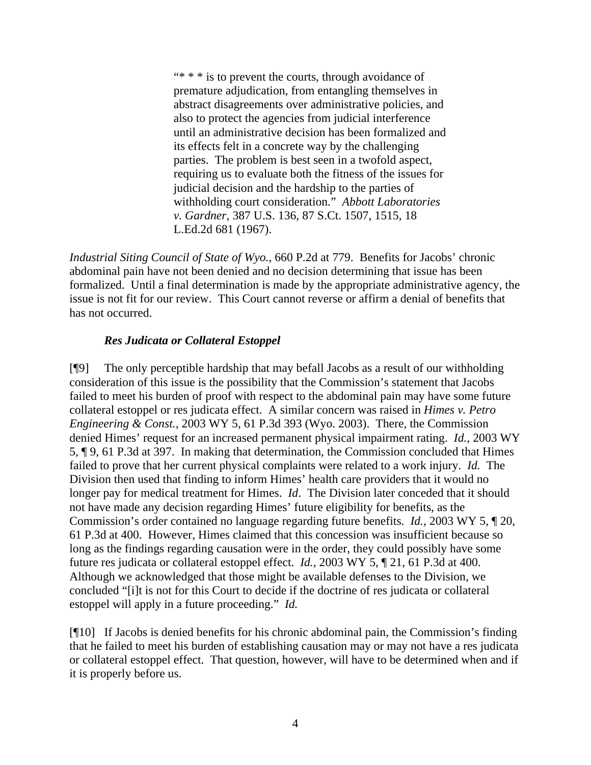> "* * * is to prevent the courts, through avoidance of premature adjudication, from entangling themselves in abstract disagreements over administrative policies, and also to protect the agencies from judicial interference until an administrative decision has been formalized and its effects felt in a concrete way by the challenging parties. The problem is best seen in a twofold aspect, requiring us to evaluate both the fitness of the issues for judicial decision and the hardship to the parties of withholding court consideration." *Abbott Laboratories v. Gardner*, 387 U.S. 136, 87 S.Ct. 1507, 1515, 18 L.Ed.2d 681 (1967).

*Industrial Siting Council of State of Wyo.*, 660 P.2d at 779. Benefits for Jacobs' chronic abdominal pain have not been denied and no decision determining that issue has been formalized. Until a final determination is made by the appropriate administrative agency, the issue is not fit for our review. This Court cannot reverse or affirm a denial of benefits that has not occurred.

***Res Judicata or Collateral Estoppel***

[¶9] The only perceptible hardship that may befall Jacobs as a result of our withholding consideration of this issue is the possibility that the Commission's statement that Jacobs failed to meet his burden of proof with respect to the abdominal pain may have some future collateral estoppel or res judicata effect. A similar concern was raised in *Himes v. Petro Engineering & Const.*, 2003 WY 5, 61 P.3d 393 (Wyo. 2003). There, the Commission denied Himes' request for an increased permanent physical impairment rating. *Id.*, 2003 WY 5, ¶ 9, 61 P.3d at 397. In making that determination, the Commission concluded that Himes failed to prove that her current physical complaints were related to a work injury. *Id.* The Division then used that finding to inform Himes' health care providers that it would no longer pay for medical treatment for Himes. *Id*. The Division later conceded that it should not have made any decision regarding Himes' future eligibility for benefits, as the Commission's order contained no language regarding future benefits. *Id.*, 2003 WY 5, ¶ 20, 61 P.3d at 400. However, Himes claimed that this concession was insufficient because so long as the findings regarding causation were in the order, they could possibly have some future res judicata or collateral estoppel effect. *Id.*, 2003 WY 5, ¶ 21, 61 P.3d at 400. Although we acknowledged that those might be available defenses to the Division, we concluded "[i]t is not for this Court to decide if the doctrine of res judicata or collateral estoppel will apply in a future proceeding." *Id.*

[¶10] If Jacobs is denied benefits for his chronic abdominal pain, the Commission's finding that he failed to meet his burden of establishing causation may or may not have a res judicata or collateral estoppel effect. That question, however, will have to be determined when and if it is properly before us.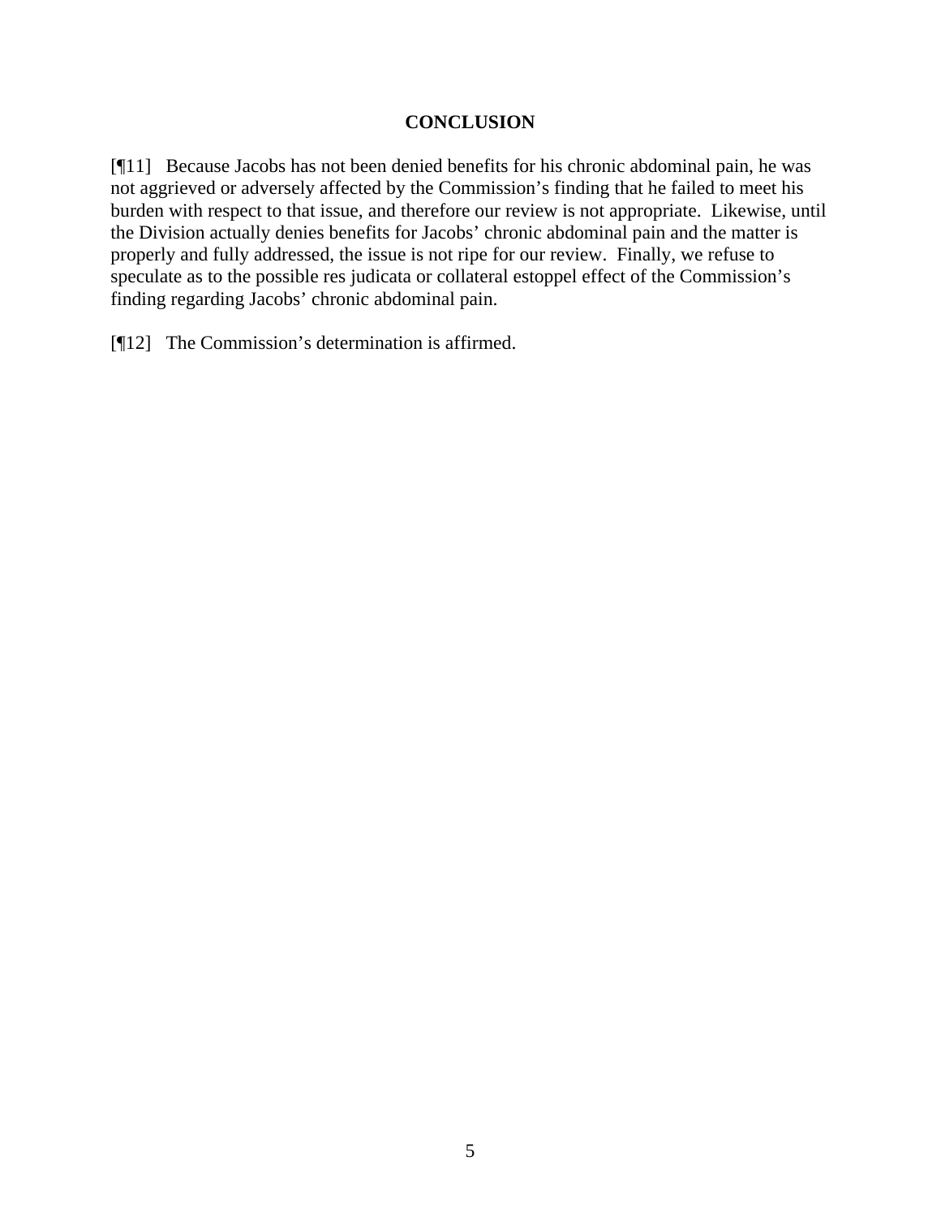## CONCLUSION

[¶11] Because Jacobs has not been denied benefits for his chronic abdominal pain, he was not aggrieved or adversely affected by the Commission's finding that he failed to meet his burden with respect to that issue, and therefore our review is not appropriate. Likewise, until the Division actually denies benefits for Jacobs' chronic abdominal pain and the matter is properly and fully addressed, the issue is not ripe for our review. Finally, we refuse to speculate as to the possible res judicata or collateral estoppel effect of the Commission's finding regarding Jacobs' chronic abdominal pain.

[¶12] The Commission's determination is affirmed.